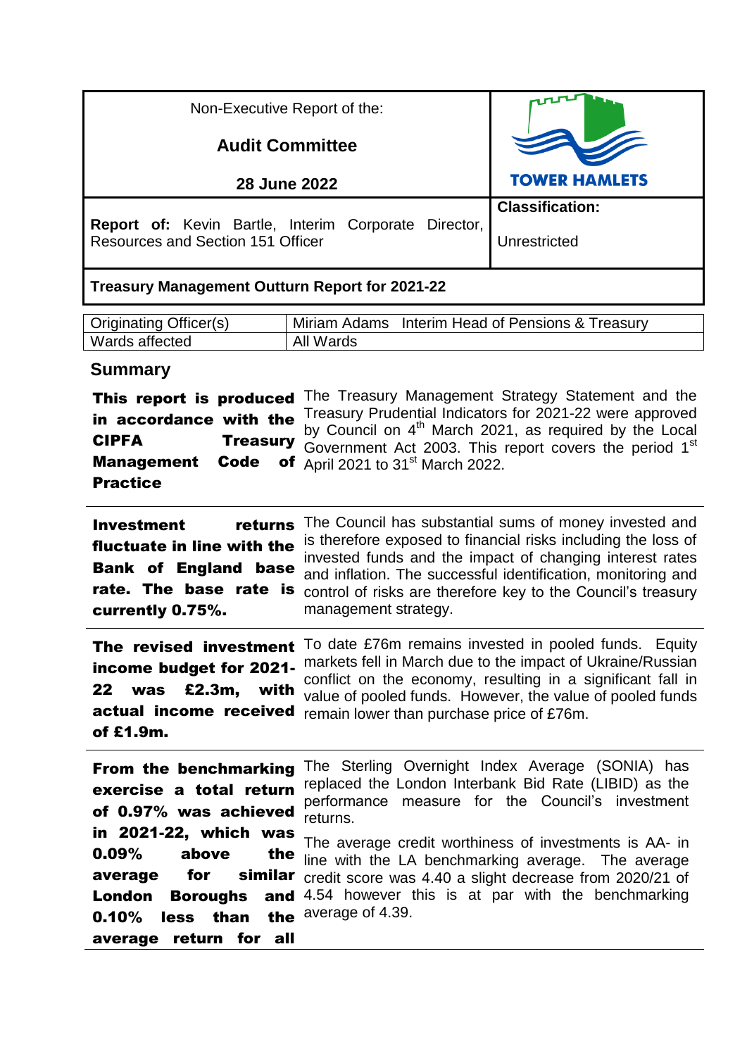| Non-Executive Report of the:<br><br>**Audit Committee**<br><br>**28 June 2022** | TOWER HAMLETS |
|---|---|
| **Report of:** Kevin Bartle, Interim Corporate Director, Resources and Section 151 Officer | **Classification:**<br><br>Unrestricted |
| **Treasury Management Outturn Report for 2021-22** | |

| Originating Officer(s) | Miriam Adams Interim Head of Pensions & Treasury |
|---|---|
| Wards affected | All Wards |

## Summary

| | |
|---|---|
| **This report is produced in accordance with the CIPFA Treasury Management Code of Practice** | The Treasury Management Strategy Statement and the Treasury Prudential Indicators for 2021-22 were approved by Council on 4th March 2021, as required by the Local Government Act 2003. This report covers the period 1st April 2021 to 31st March 2022. |
| **Investment returns fluctuate in line with the Bank of England base rate. The base rate is currently 0.75%.** | The Council has substantial sums of money invested and is therefore exposed to financial risks including the loss of invested funds and the impact of changing interest rates and inflation. The successful identification, monitoring and control of risks are therefore key to the Council's treasury management strategy. |
| **The revised investment income budget for 2021-22 was £2.3m, with actual income received of £1.9m.** | To date £76m remains invested in pooled funds. Equity markets fell in March due to the impact of Ukraine/Russian conflict on the economy, resulting in a significant fall in value of pooled funds. However, the value of pooled funds remain lower than purchase price of £76m. |
| **From the benchmarking exercise a total return of 0.97% was achieved in 2021-22, which was 0.09% above the average for similar London Boroughs and 0.10% less than the average return for all** | The Sterling Overnight Index Average (SONIA) has replaced the London Interbank Bid Rate (LIBID) as the performance measure for the Council's investment returns.<br><br>The average credit worthiness of investments is AA- in line with the LA benchmarking average. The average credit score was 4.40 a slight decrease from 2020/21 of 4.54 however this is at par with the benchmarking average of 4.39. |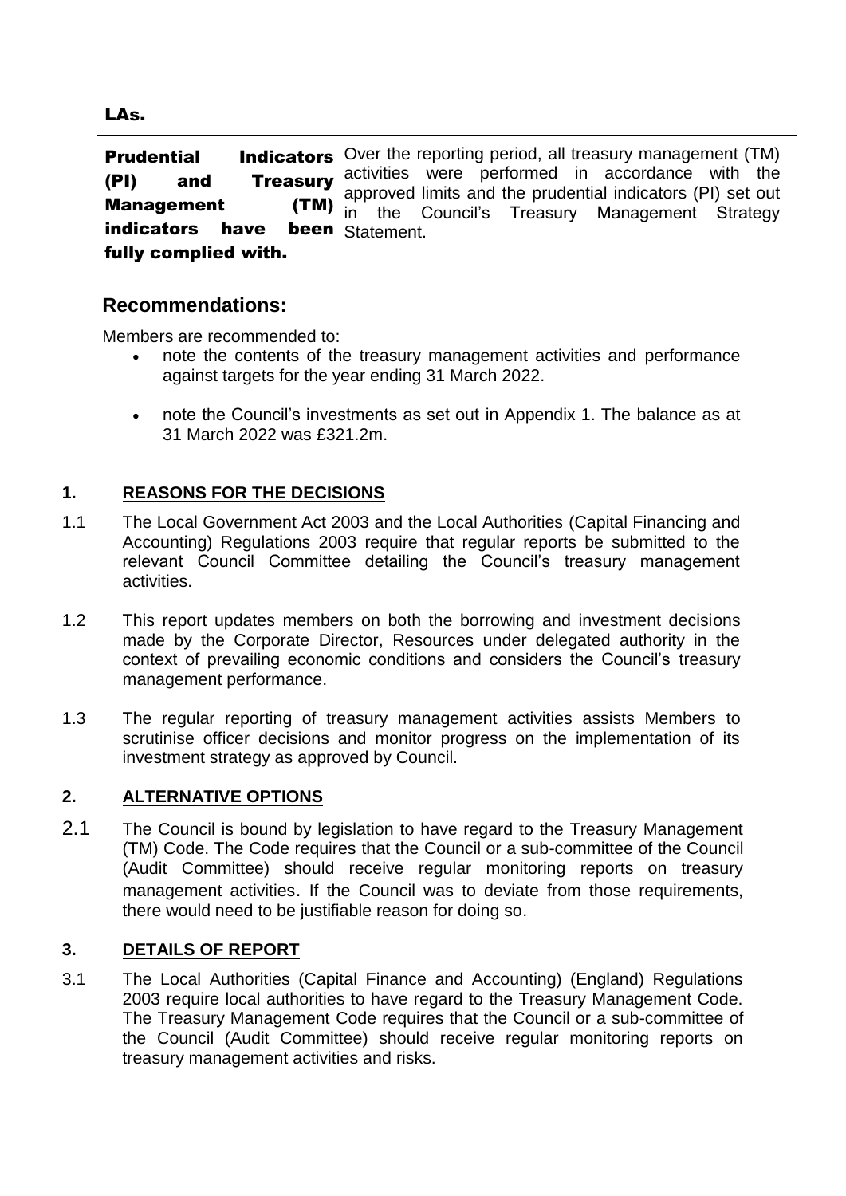**LAs.**

| **Prudential Indicators (PI) and Treasury Management (TM) indicators have been fully complied with.** | Over the reporting period, all treasury management (TM) activities were performed in accordance with the approved limits and the prudential indicators (PI) set out in the Council's Treasury Management Strategy Statement. |
|---|---|

## Recommendations:

Members are recommended to:

- note the contents of the treasury management activities and performance against targets for the year ending 31 March 2022.
- note the Council's investments as set out in Appendix 1. The balance as at 31 March 2022 was £321.2m.

## 1. REASONS FOR THE DECISIONS

1.1 The Local Government Act 2003 and the Local Authorities (Capital Financing and Accounting) Regulations 2003 require that regular reports be submitted to the relevant Council Committee detailing the Council's treasury management activities.

1.2 This report updates members on both the borrowing and investment decisions made by the Corporate Director, Resources under delegated authority in the context of prevailing economic conditions and considers the Council's treasury management performance.

1.3 The regular reporting of treasury management activities assists Members to scrutinise officer decisions and monitor progress on the implementation of its investment strategy as approved by Council.

## 2. ALTERNATIVE OPTIONS

2.1 The Council is bound by legislation to have regard to the Treasury Management (TM) Code. The Code requires that the Council or a sub-committee of the Council (Audit Committee) should receive regular monitoring reports on treasury management activities. If the Council was to deviate from those requirements, there would need to be justifiable reason for doing so.

## 3. DETAILS OF REPORT

3.1 The Local Authorities (Capital Finance and Accounting) (England) Regulations 2003 require local authorities to have regard to the Treasury Management Code. The Treasury Management Code requires that the Council or a sub-committee of the Council (Audit Committee) should receive regular monitoring reports on treasury management activities and risks.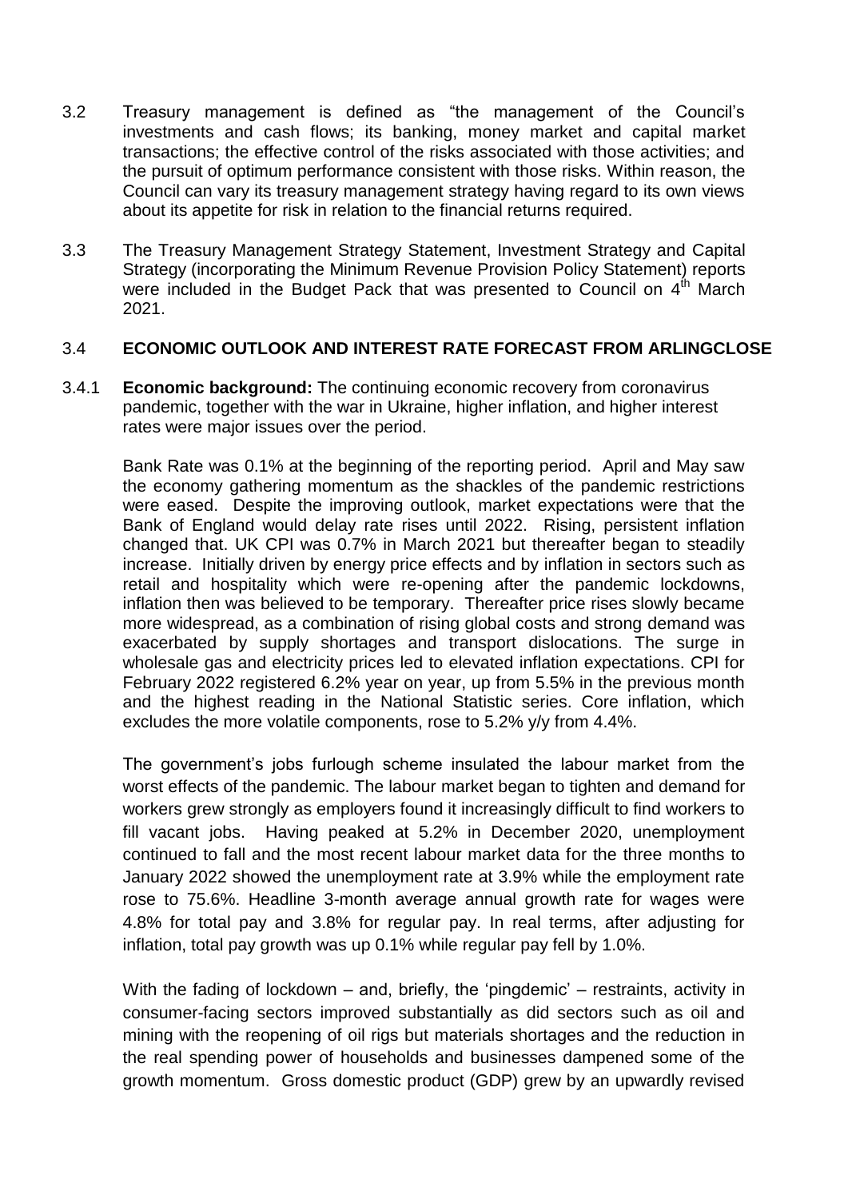3.2 Treasury management is defined as "the management of the Council's investments and cash flows; its banking, money market and capital market transactions; the effective control of the risks associated with those activities; and the pursuit of optimum performance consistent with those risks. Within reason, the Council can vary its treasury management strategy having regard to its own views about its appetite for risk in relation to the financial returns required.

3.3 The Treasury Management Strategy Statement, Investment Strategy and Capital Strategy (incorporating the Minimum Revenue Provision Policy Statement) reports were included in the Budget Pack that was presented to Council on 4th March 2021.

### 3.4 ECONOMIC OUTLOOK AND INTEREST RATE FORECAST FROM ARLINGCLOSE

3.4.1 **Economic background:** The continuing economic recovery from coronavirus pandemic, together with the war in Ukraine, higher inflation, and higher interest rates were major issues over the period.

Bank Rate was 0.1% at the beginning of the reporting period. April and May saw the economy gathering momentum as the shackles of the pandemic restrictions were eased. Despite the improving outlook, market expectations were that the Bank of England would delay rate rises until 2022. Rising, persistent inflation changed that. UK CPI was 0.7% in March 2021 but thereafter began to steadily increase. Initially driven by energy price effects and by inflation in sectors such as retail and hospitality which were re-opening after the pandemic lockdowns, inflation then was believed to be temporary. Thereafter price rises slowly became more widespread, as a combination of rising global costs and strong demand was exacerbated by supply shortages and transport dislocations. The surge in wholesale gas and electricity prices led to elevated inflation expectations. CPI for February 2022 registered 6.2% year on year, up from 5.5% in the previous month and the highest reading in the National Statistic series. Core inflation, which excludes the more volatile components, rose to 5.2% y/y from 4.4%.

The government's jobs furlough scheme insulated the labour market from the worst effects of the pandemic. The labour market began to tighten and demand for workers grew strongly as employers found it increasingly difficult to find workers to fill vacant jobs. Having peaked at 5.2% in December 2020, unemployment continued to fall and the most recent labour market data for the three months to January 2022 showed the unemployment rate at 3.9% while the employment rate rose to 75.6%. Headline 3-month average annual growth rate for wages were 4.8% for total pay and 3.8% for regular pay. In real terms, after adjusting for inflation, total pay growth was up 0.1% while regular pay fell by 1.0%.

With the fading of lockdown – and, briefly, the 'pingdemic' – restraints, activity in consumer-facing sectors improved substantially as did sectors such as oil and mining with the reopening of oil rigs but materials shortages and the reduction in the real spending power of households and businesses dampened some of the growth momentum. Gross domestic product (GDP) grew by an upwardly revised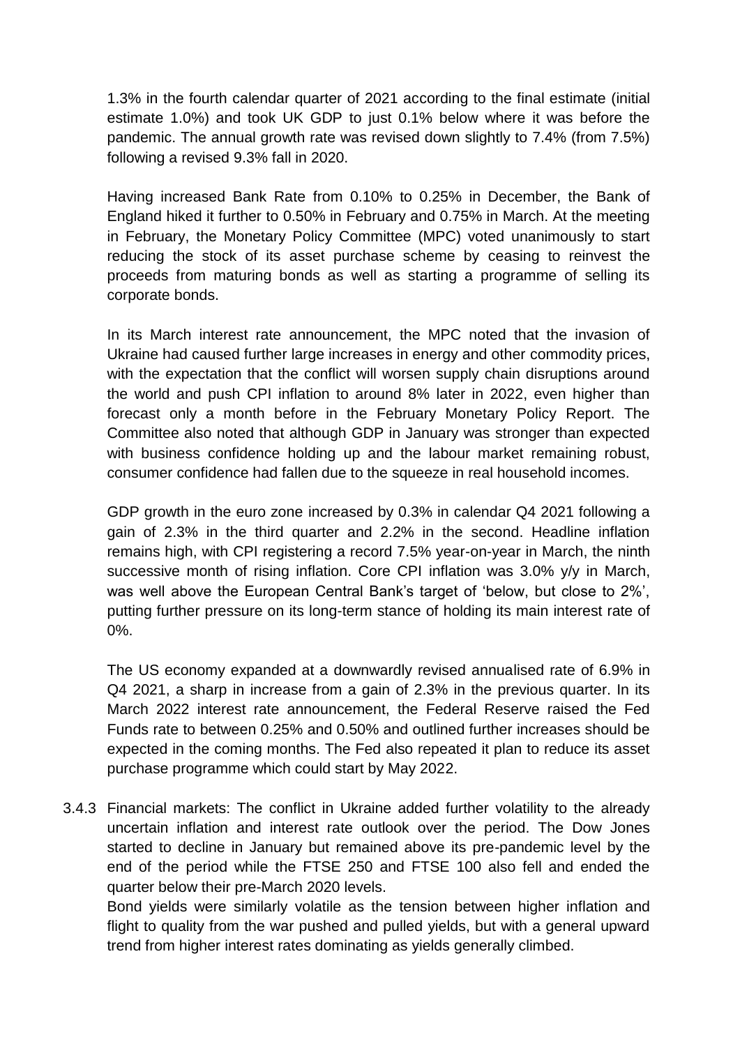1.3% in the fourth calendar quarter of 2021 according to the final estimate (initial estimate 1.0%) and took UK GDP to just 0.1% below where it was before the pandemic. The annual growth rate was revised down slightly to 7.4% (from 7.5%) following a revised 9.3% fall in 2020.

Having increased Bank Rate from 0.10% to 0.25% in December, the Bank of England hiked it further to 0.50% in February and 0.75% in March. At the meeting in February, the Monetary Policy Committee (MPC) voted unanimously to start reducing the stock of its asset purchase scheme by ceasing to reinvest the proceeds from maturing bonds as well as starting a programme of selling its corporate bonds.

In its March interest rate announcement, the MPC noted that the invasion of Ukraine had caused further large increases in energy and other commodity prices, with the expectation that the conflict will worsen supply chain disruptions around the world and push CPI inflation to around 8% later in 2022, even higher than forecast only a month before in the February Monetary Policy Report. The Committee also noted that although GDP in January was stronger than expected with business confidence holding up and the labour market remaining robust, consumer confidence had fallen due to the squeeze in real household incomes.

GDP growth in the euro zone increased by 0.3% in calendar Q4 2021 following a gain of 2.3% in the third quarter and 2.2% in the second. Headline inflation remains high, with CPI registering a record 7.5% year-on-year in March, the ninth successive month of rising inflation. Core CPI inflation was 3.0% y/y in March, was well above the European Central Bank's target of 'below, but close to 2%', putting further pressure on its long-term stance of holding its main interest rate of 0%.

The US economy expanded at a downwardly revised annualised rate of 6.9% in Q4 2021, a sharp in increase from a gain of 2.3% in the previous quarter. In its March 2022 interest rate announcement, the Federal Reserve raised the Fed Funds rate to between 0.25% and 0.50% and outlined further increases should be expected in the coming months. The Fed also repeated it plan to reduce its asset purchase programme which could start by May 2022.

3.4.3 Financial markets: The conflict in Ukraine added further volatility to the already uncertain inflation and interest rate outlook over the period. The Dow Jones started to decline in January but remained above its pre-pandemic level by the end of the period while the FTSE 250 and FTSE 100 also fell and ended the quarter below their pre-March 2020 levels.

Bond yields were similarly volatile as the tension between higher inflation and flight to quality from the war pushed and pulled yields, but with a general upward trend from higher interest rates dominating as yields generally climbed.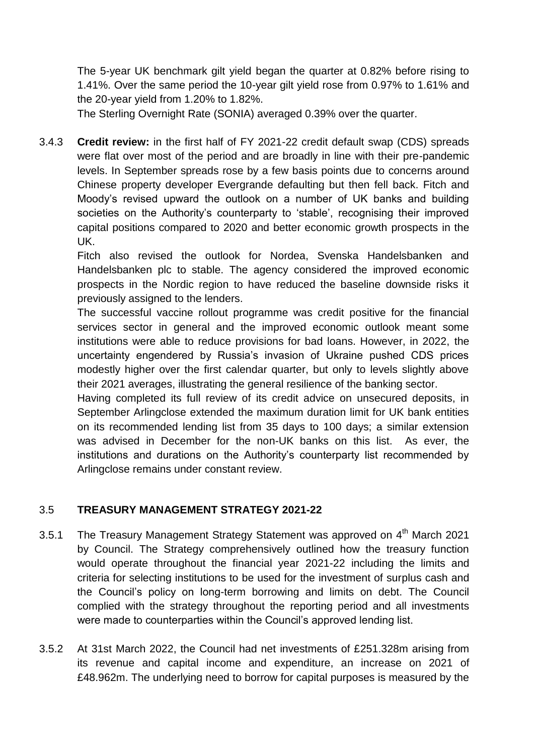The 5-year UK benchmark gilt yield began the quarter at 0.82% before rising to 1.41%. Over the same period the 10-year gilt yield rose from 0.97% to 1.61% and the 20-year yield from 1.20% to 1.82%.

The Sterling Overnight Rate (SONIA) averaged 0.39% over the quarter.

3.4.3 **Credit review:** in the first half of FY 2021-22 credit default swap (CDS) spreads were flat over most of the period and are broadly in line with their pre-pandemic levels. In September spreads rose by a few basis points due to concerns around Chinese property developer Evergrande defaulting but then fell back. Fitch and Moody's revised upward the outlook on a number of UK banks and building societies on the Authority's counterparty to 'stable', recognising their improved capital positions compared to 2020 and better economic growth prospects in the UK.

Fitch also revised the outlook for Nordea, Svenska Handelsbanken and Handelsbanken plc to stable. The agency considered the improved economic prospects in the Nordic region to have reduced the baseline downside risks it previously assigned to the lenders.

The successful vaccine rollout programme was credit positive for the financial services sector in general and the improved economic outlook meant some institutions were able to reduce provisions for bad loans. However, in 2022, the uncertainty engendered by Russia's invasion of Ukraine pushed CDS prices modestly higher over the first calendar quarter, but only to levels slightly above their 2021 averages, illustrating the general resilience of the banking sector.

Having completed its full review of its credit advice on unsecured deposits, in September Arlingclose extended the maximum duration limit for UK bank entities on its recommended lending list from 35 days to 100 days; a similar extension was advised in December for the non-UK banks on this list. As ever, the institutions and durations on the Authority's counterparty list recommended by Arlingclose remains under constant review.

## 3.5 TREASURY MANAGEMENT STRATEGY 2021-22

3.5.1 The Treasury Management Strategy Statement was approved on 4th March 2021 by Council. The Strategy comprehensively outlined how the treasury function would operate throughout the financial year 2021-22 including the limits and criteria for selecting institutions to be used for the investment of surplus cash and the Council's policy on long-term borrowing and limits on debt. The Council complied with the strategy throughout the reporting period and all investments were made to counterparties within the Council's approved lending list.

3.5.2 At 31st March 2022, the Council had net investments of £251.328m arising from its revenue and capital income and expenditure, an increase on 2021 of £48.962m. The underlying need to borrow for capital purposes is measured by the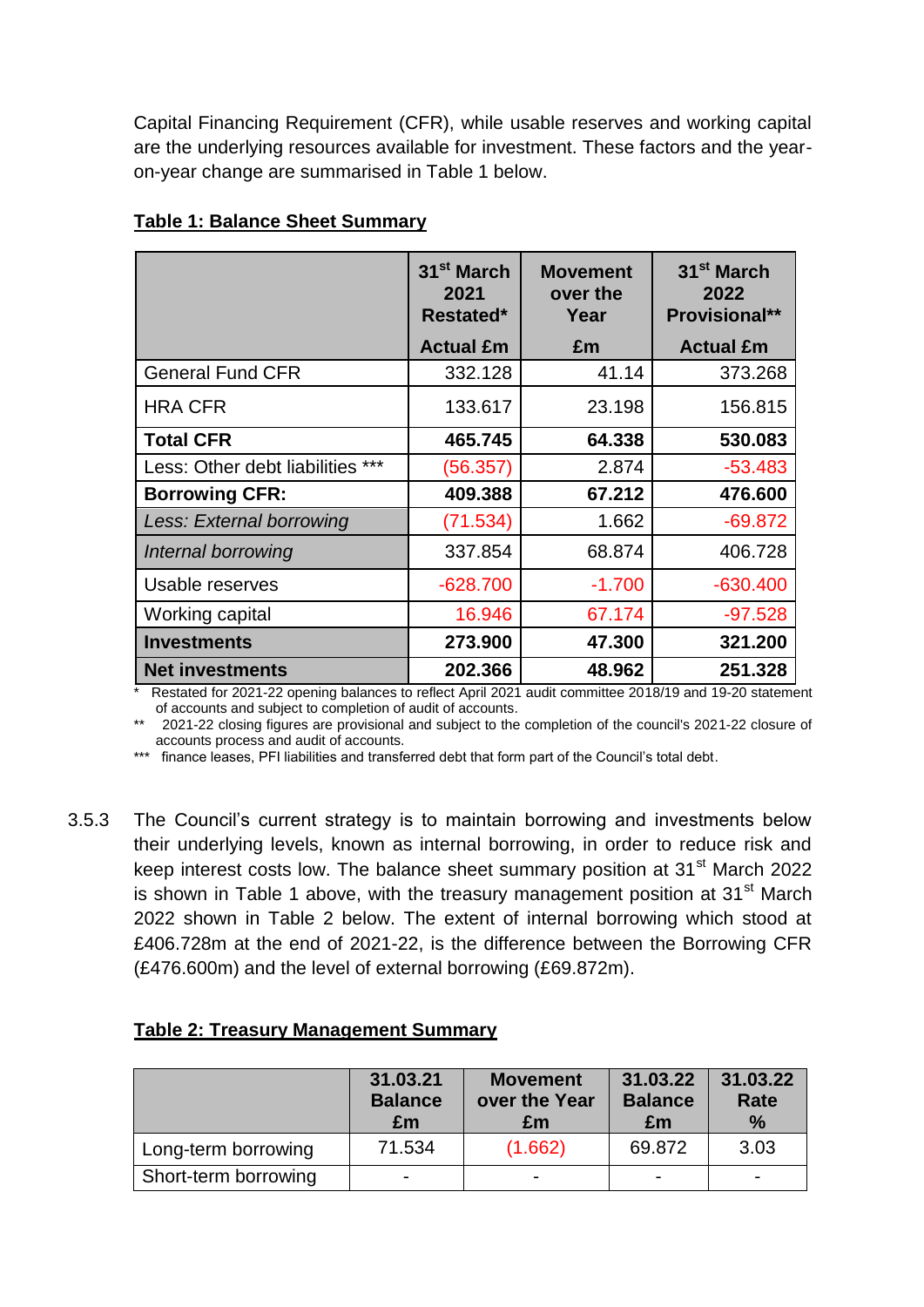Capital Financing Requirement (CFR), while usable reserves and working capital are the underlying resources available for investment. These factors and the year-on-year change are summarised in Table 1 below.

**Table 1: Balance Sheet Summary**

| | 31st March 2021 Restated* Actual £m | Movement over the Year £m | 31st March 2022 Provisional** Actual £m |
|---|---|---|---|
| General Fund CFR | 332.128 | 41.14 | 373.268 |
| HRA CFR | 133.617 | 23.198 | 156.815 |
| **Total CFR** | **465.745** | **64.338** | **530.083** |
| Less: Other debt liabilities *** | (56.357) | 2.874 | -53.483 |
| **Borrowing CFR:** | **409.388** | **67.212** | **476.600** |
| *Less: External borrowing* | (71.534) | 1.662 | -69.872 |
| *Internal borrowing* | 337.854 | 68.874 | 406.728 |
| Usable reserves | -628.700 | -1.700 | -630.400 |
| Working capital | 16.946 | 67.174 | -97.528 |
| **Investments** | **273.900** | **47.300** | **321.200** |
| **Net investments** | **202.366** | **48.962** | **251.328** |

\* Restated for 2021-22 opening balances to reflect April 2021 audit committee 2018/19 and 19-20 statement of accounts and subject to completion of audit of accounts.

\** 2021-22 closing figures are provisional and subject to the completion of the council's 2021-22 closure of accounts process and audit of accounts.

\*** finance leases, PFI liabilities and transferred debt that form part of the Council's total debt.

3.5.3 The Council's current strategy is to maintain borrowing and investments below their underlying levels, known as internal borrowing, in order to reduce risk and keep interest costs low. The balance sheet summary position at 31st March 2022 is shown in Table 1 above, with the treasury management position at 31st March 2022 shown in Table 2 below. The extent of internal borrowing which stood at £406.728m at the end of 2021-22, is the difference between the Borrowing CFR (£476.600m) and the level of external borrowing (£69.872m).

**Table 2: Treasury Management Summary**

| | 31.03.21 Balance £m | Movement over the Year £m | 31.03.22 Balance £m | 31.03.22 Rate % |
|---|---|---|---|---|
| Long-term borrowing | 71.534 | (1.662) | 69.872 | 3.03 |
| Short-term borrowing | - | - | - | - |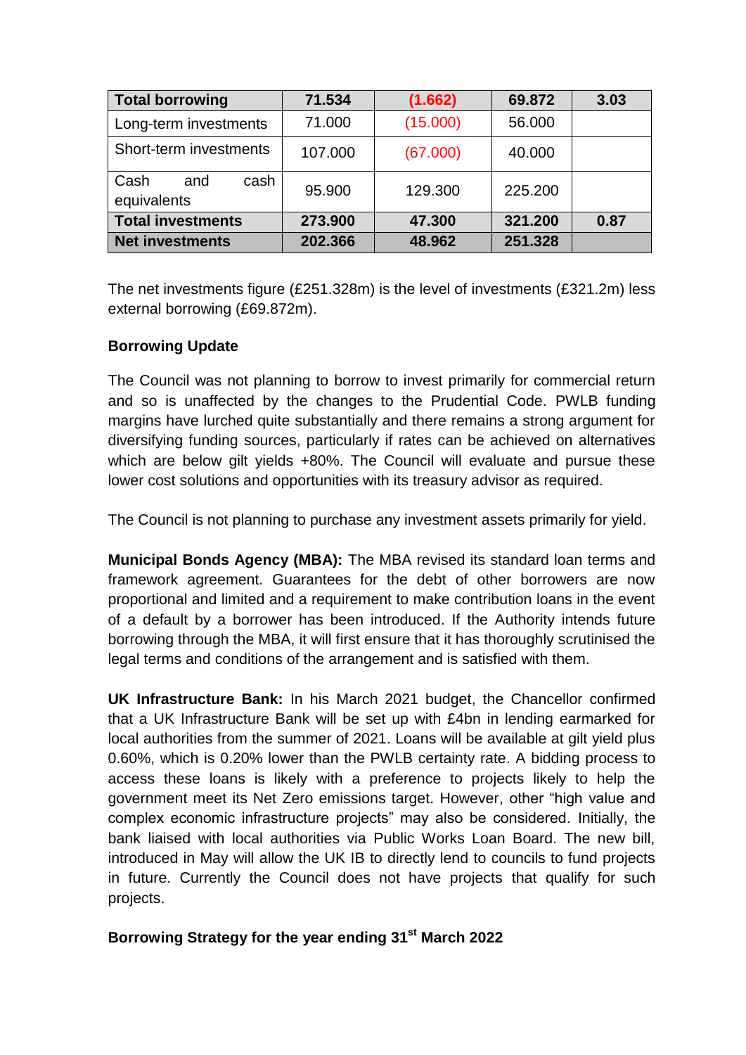| Total borrowing | 71.534 | (1.662) | 69.872 | 3.03 |
|---|---|---|---|---|
| Long-term investments | 71.000 | (15.000) | 56.000 | |
| Short-term investments | 107.000 | (67.000) | 40.000 | |
| Cash and cash equivalents | 95.900 | 129.300 | 225.200 | |
| **Total investments** | **273.900** | **47.300** | **321.200** | **0.87** |
| **Net investments** | **202.366** | **48.962** | **251.328** | |

The net investments figure (£251.328m) is the level of investments (£321.2m) less external borrowing (£69.872m).

**Borrowing Update**

The Council was not planning to borrow to invest primarily for commercial return and so is unaffected by the changes to the Prudential Code. PWLB funding margins have lurched quite substantially and there remains a strong argument for diversifying funding sources, particularly if rates can be achieved on alternatives which are below gilt yields +80%. The Council will evaluate and pursue these lower cost solutions and opportunities with its treasury advisor as required.

The Council is not planning to purchase any investment assets primarily for yield.

**Municipal Bonds Agency (MBA):** The MBA revised its standard loan terms and framework agreement. Guarantees for the debt of other borrowers are now proportional and limited and a requirement to make contribution loans in the event of a default by a borrower has been introduced. If the Authority intends future borrowing through the MBA, it will first ensure that it has thoroughly scrutinised the legal terms and conditions of the arrangement and is satisfied with them.

**UK Infrastructure Bank:** In his March 2021 budget, the Chancellor confirmed that a UK Infrastructure Bank will be set up with £4bn in lending earmarked for local authorities from the summer of 2021. Loans will be available at gilt yield plus 0.60%, which is 0.20% lower than the PWLB certainty rate. A bidding process to access these loans is likely with a preference to projects likely to help the government meet its Net Zero emissions target. However, other "high value and complex economic infrastructure projects" may also be considered. Initially, the bank liaised with local authorities via Public Works Loan Board. The new bill, introduced in May will allow the UK IB to directly lend to councils to fund projects in future. Currently the Council does not have projects that qualify for such projects.

**Borrowing Strategy for the year ending 31st March 2022**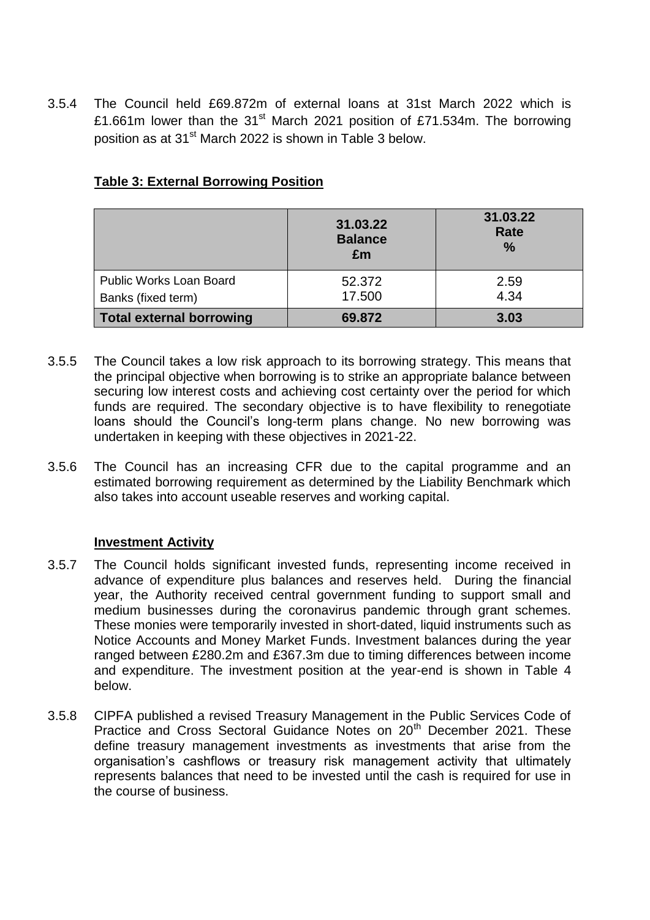3.5.4 The Council held £69.872m of external loans at 31st March 2022 which is £1.661m lower than the 31st March 2021 position of £71.534m. The borrowing position as at 31st March 2022 is shown in Table 3 below.

**Table 3: External Borrowing Position**

| | 31.03.22 Balance £m | 31.03.22 Rate % |
|---|---|---|
| Public Works Loan Board | 52.372 | 2.59 |
| Banks (fixed term) | 17.500 | 4.34 |
| **Total external borrowing** | **69.872** | **3.03** |

3.5.5 The Council takes a low risk approach to its borrowing strategy. This means that the principal objective when borrowing is to strike an appropriate balance between securing low interest costs and achieving cost certainty over the period for which funds are required. The secondary objective is to have flexibility to renegotiate loans should the Council's long-term plans change. No new borrowing was undertaken in keeping with these objectives in 2021-22.

3.5.6 The Council has an increasing CFR due to the capital programme and an estimated borrowing requirement as determined by the Liability Benchmark which also takes into account useable reserves and working capital.

**Investment Activity**

3.5.7 The Council holds significant invested funds, representing income received in advance of expenditure plus balances and reserves held. During the financial year, the Authority received central government funding to support small and medium businesses during the coronavirus pandemic through grant schemes. These monies were temporarily invested in short-dated, liquid instruments such as Notice Accounts and Money Market Funds. Investment balances during the year ranged between £280.2m and £367.3m due to timing differences between income and expenditure. The investment position at the year-end is shown in Table 4 below.

3.5.8 CIPFA published a revised Treasury Management in the Public Services Code of Practice and Cross Sectoral Guidance Notes on 20th December 2021. These define treasury management investments as investments that arise from the organisation's cashflows or treasury risk management activity that ultimately represents balances that need to be invested until the cash is required for use in the course of business.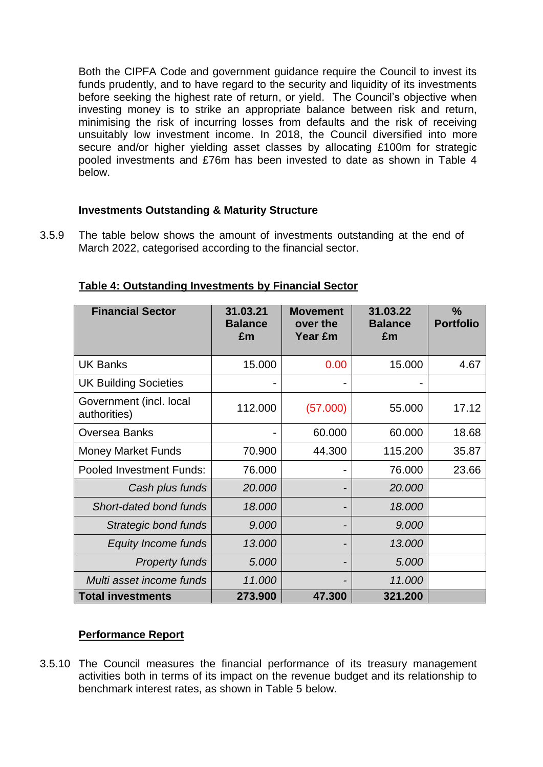Both the CIPFA Code and government guidance require the Council to invest its funds prudently, and to have regard to the security and liquidity of its investments before seeking the highest rate of return, or yield. The Council's objective when investing money is to strike an appropriate balance between risk and return, minimising the risk of incurring losses from defaults and the risk of receiving unsuitably low investment income. In 2018, the Council diversified into more secure and/or higher yielding asset classes by allocating £100m for strategic pooled investments and £76m has been invested to date as shown in Table 4 below.

**Investments Outstanding & Maturity Structure**

3.5.9 The table below shows the amount of investments outstanding at the end of March 2022, categorised according to the financial sector.

**Table 4: Outstanding Investments by Financial Sector**

| Financial Sector | 31.03.21 Balance £m | Movement over the Year £m | 31.03.22 Balance £m | % Portfolio |
|---|---|---|---|---|
| UK Banks | 15.000 | 0.00 | 15.000 | 4.67 |
| UK Building Societies | - | - | - | |
| Government (incl. local authorities) | 112.000 | (57.000) | 55.000 | 17.12 |
| Oversea Banks | - | 60.000 | 60.000 | 18.68 |
| Money Market Funds | 70.900 | 44.300 | 115.200 | 35.87 |
| Pooled Investment Funds: | 76.000 | - | 76.000 | 23.66 |
| *Cash plus funds* | *20.000* | - | *20.000* | |
| *Short-dated bond funds* | *18.000* | - | *18.000* | |
| *Strategic bond funds* | *9.000* | - | *9.000* | |
| *Equity Income funds* | *13.000* | - | *13.000* | |
| *Property funds* | *5.000* | - | *5.000* | |
| *Multi asset income funds* | *11.000* | - | *11.000* | |
| **Total investments** | **273.900** | **47.300** | **321.200** | |

**Performance Report**

3.5.10 The Council measures the financial performance of its treasury management activities both in terms of its impact on the revenue budget and its relationship to benchmark interest rates, as shown in Table 5 below.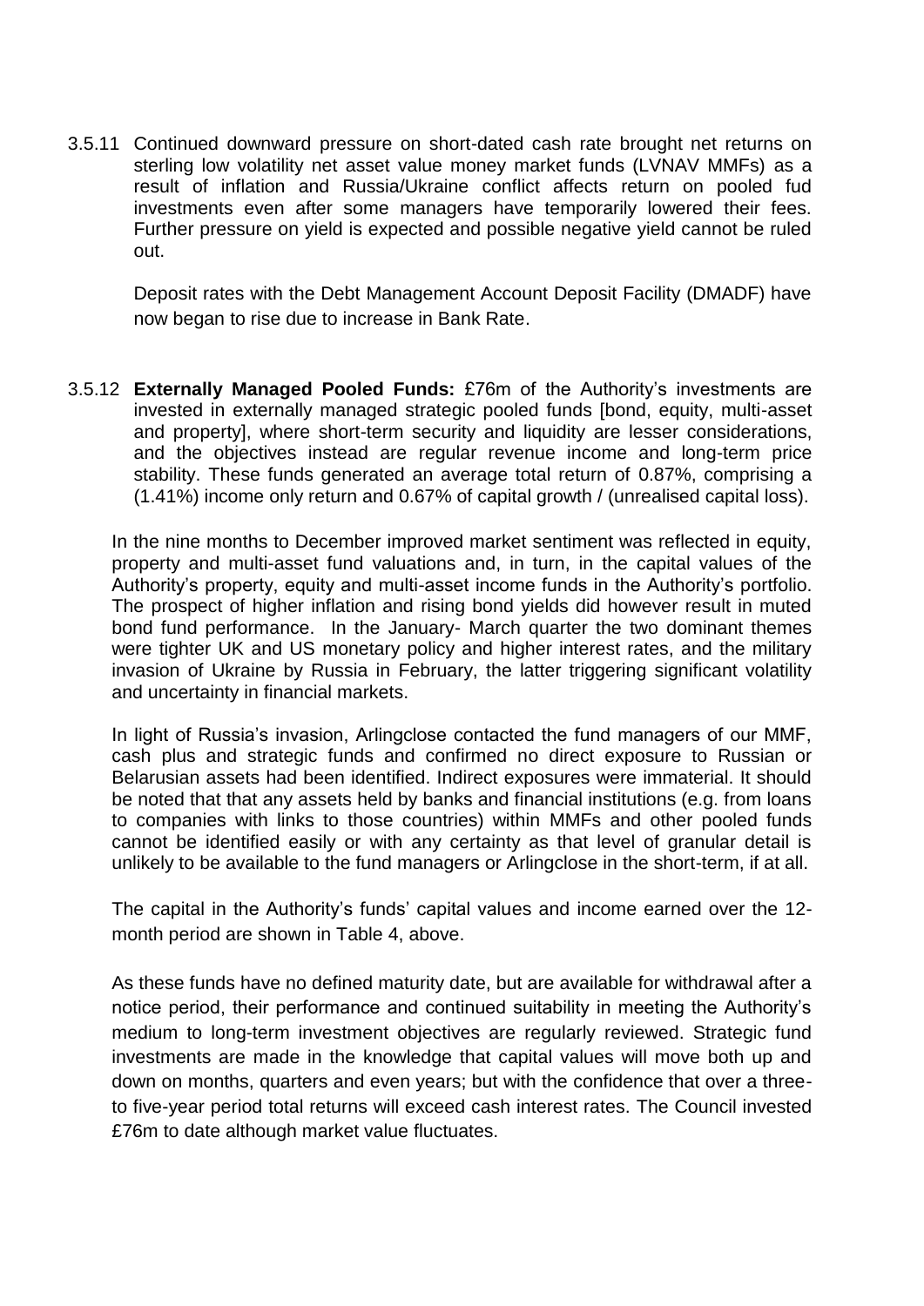3.5.11 Continued downward pressure on short-dated cash rate brought net returns on sterling low volatility net asset value money market funds (LVNAV MMFs) as a result of inflation and Russia/Ukraine conflict affects return on pooled fud investments even after some managers have temporarily lowered their fees. Further pressure on yield is expected and possible negative yield cannot be ruled out.

Deposit rates with the Debt Management Account Deposit Facility (DMADF) have now began to rise due to increase in Bank Rate.

3.5.12 **Externally Managed Pooled Funds:** £76m of the Authority's investments are invested in externally managed strategic pooled funds [bond, equity, multi-asset and property], where short-term security and liquidity are lesser considerations, and the objectives instead are regular revenue income and long-term price stability. These funds generated an average total return of 0.87%, comprising a (1.41%) income only return and 0.67% of capital growth / (unrealised capital loss).

In the nine months to December improved market sentiment was reflected in equity, property and multi-asset fund valuations and, in turn, in the capital values of the Authority's property, equity and multi-asset income funds in the Authority's portfolio. The prospect of higher inflation and rising bond yields did however result in muted bond fund performance. In the January- March quarter the two dominant themes were tighter UK and US monetary policy and higher interest rates, and the military invasion of Ukraine by Russia in February, the latter triggering significant volatility and uncertainty in financial markets.

In light of Russia's invasion, Arlingclose contacted the fund managers of our MMF, cash plus and strategic funds and confirmed no direct exposure to Russian or Belarusian assets had been identified. Indirect exposures were immaterial. It should be noted that that any assets held by banks and financial institutions (e.g. from loans to companies with links to those countries) within MMFs and other pooled funds cannot be identified easily or with any certainty as that level of granular detail is unlikely to be available to the fund managers or Arlingclose in the short-term, if at all.

The capital in the Authority's funds' capital values and income earned over the 12-month period are shown in Table 4, above.

As these funds have no defined maturity date, but are available for withdrawal after a notice period, their performance and continued suitability in meeting the Authority's medium to long-term investment objectives are regularly reviewed. Strategic fund investments are made in the knowledge that capital values will move both up and down on months, quarters and even years; but with the confidence that over a three-to five-year period total returns will exceed cash interest rates. The Council invested £76m to date although market value fluctuates.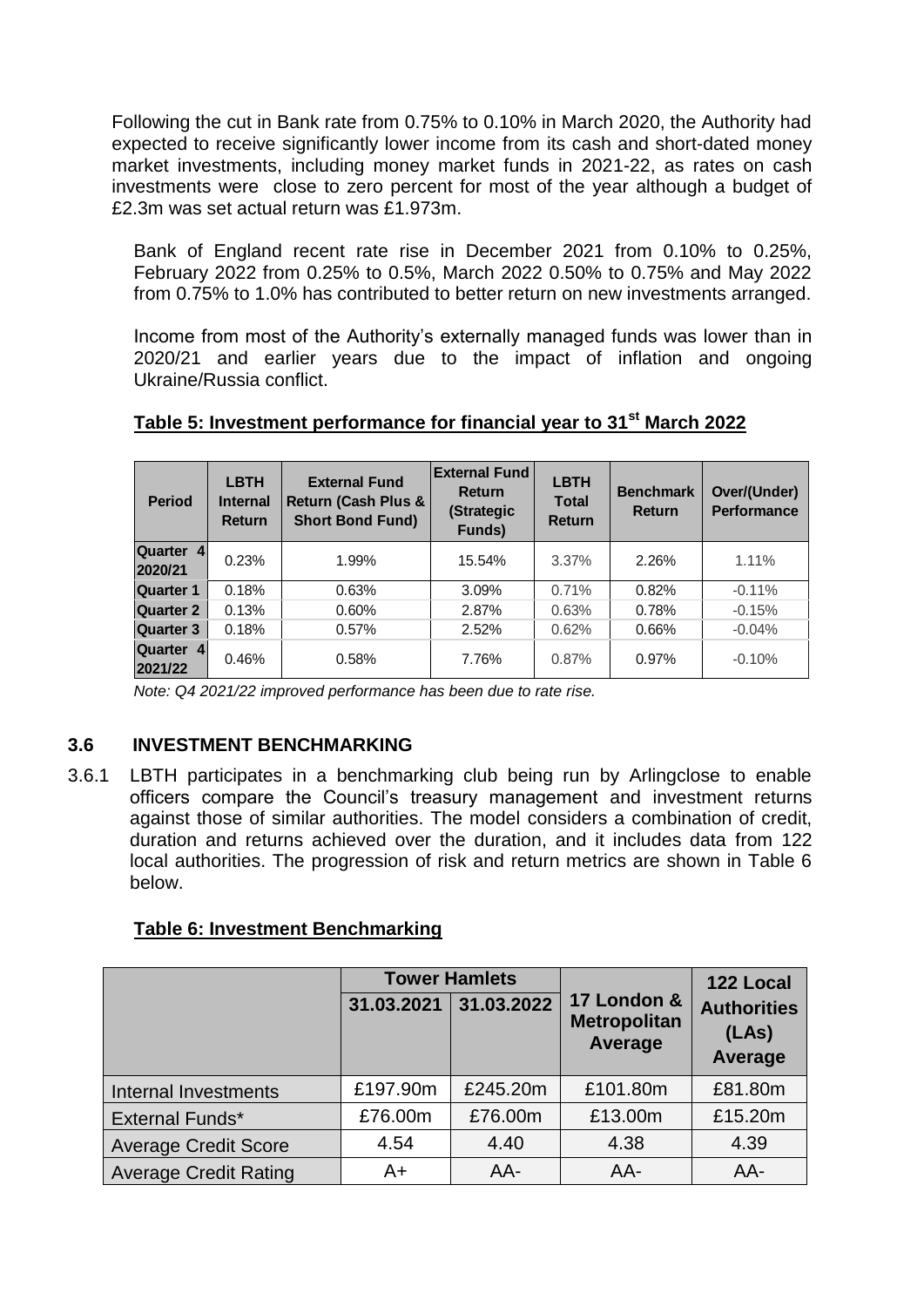Following the cut in Bank rate from 0.75% to 0.10% in March 2020, the Authority had expected to receive significantly lower income from its cash and short-dated money market investments, including money market funds in 2021-22, as rates on cash investments were close to zero percent for most of the year although a budget of £2.3m was set actual return was £1.973m.

Bank of England recent rate rise in December 2021 from 0.10% to 0.25%, February 2022 from 0.25% to 0.5%, March 2022 0.50% to 0.75% and May 2022 from 0.75% to 1.0% has contributed to better return on new investments arranged.

Income from most of the Authority's externally managed funds was lower than in 2020/21 and earlier years due to the impact of inflation and ongoing Ukraine/Russia conflict.

**Table 5: Investment performance for financial year to 31st March 2022**

| Period | LBTH Internal Return | External Fund Return (Cash Plus & Short Bond Fund) | External Fund Return (Strategic Funds) | LBTH Total Return | Benchmark Return | Over/(Under) Performance |
|---|---|---|---|---|---|---|
| Quarter 4 2020/21 | 0.23% | 1.99% | 15.54% | 3.37% | 2.26% | 1.11% |
| Quarter 1 | 0.18% | 0.63% | 3.09% | 0.71% | 0.82% | -0.11% |
| Quarter 2 | 0.13% | 0.60% | 2.87% | 0.63% | 0.78% | -0.15% |
| Quarter 3 | 0.18% | 0.57% | 2.52% | 0.62% | 0.66% | -0.04% |
| Quarter 4 2021/22 | 0.46% | 0.58% | 7.76% | 0.87% | 0.97% | -0.10% |

*Note: Q4 2021/22 improved performance has been due to rate rise.*

### 3.6 INVESTMENT BENCHMARKING

3.6.1 LBTH participates in a benchmarking club being run by Arlingclose to enable officers compare the Council's treasury management and investment returns against those of similar authorities. The model considers a combination of credit, duration and returns achieved over the duration, and it includes data from 122 local authorities. The progression of risk and return metrics are shown in Table 6 below.

**Table 6: Investment Benchmarking**

| | Tower Hamlets | | 17 London & Metropolitan Average | 122 Local Authorities (LAs) Average |
|---|---|---|---|---|
| | 31.03.2021 | 31.03.2022 | | |
| Internal Investments | £197.90m | £245.20m | £101.80m | £81.80m |
| External Funds* | £76.00m | £76.00m | £13.00m | £15.20m |
| Average Credit Score | 4.54 | 4.40 | 4.38 | 4.39 |
| Average Credit Rating | A+ | AA- | AA- | AA- |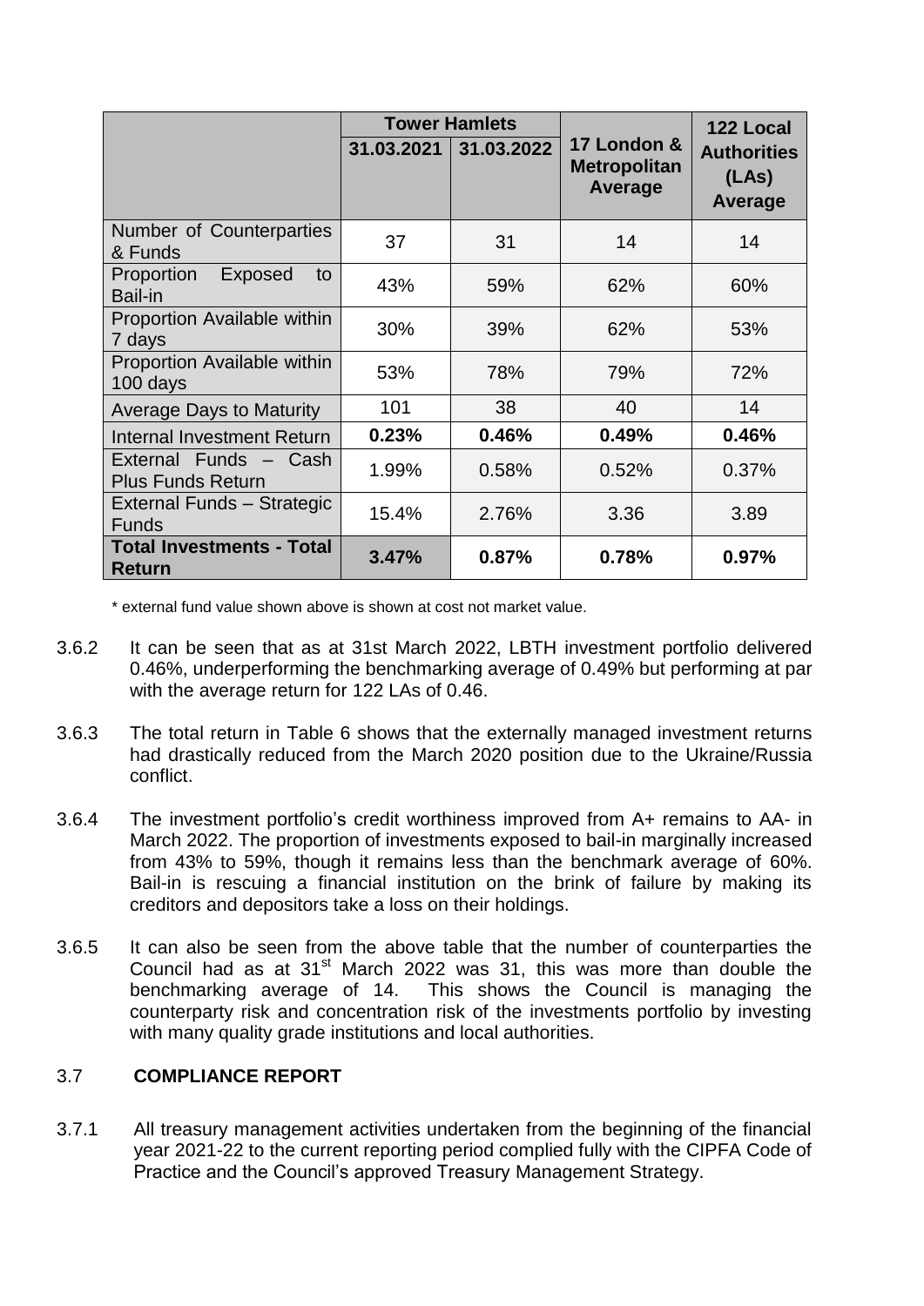| | Tower Hamlets | | 17 London & Metropolitan Average | 122 Local Authorities (LAs) Average |
|---|---|---|---|---|
| | 31.03.2021 | 31.03.2022 | | |
| Number of Counterparties & Funds | 37 | 31 | 14 | 14 |
| Proportion Exposed to Bail-in | 43% | 59% | 62% | 60% |
| Proportion Available within 7 days | 30% | 39% | 62% | 53% |
| Proportion Available within 100 days | 53% | 78% | 79% | 72% |
| Average Days to Maturity | 101 | 38 | 40 | 14 |
| Internal Investment Return | **0.23%** | **0.46%** | **0.49%** | **0.46%** |
| External Funds – Cash Plus Funds Return | 1.99% | 0.58% | 0.52% | 0.37% |
| External Funds – Strategic Funds | 15.4% | 2.76% | 3.36 | 3.89 |
| **Total Investments - Total Return** | **3.47%** | **0.87%** | **0.78%** | **0.97%** |

\* external fund value shown above is shown at cost not market value.

3.6.2 It can be seen that as at 31st March 2022, LBTH investment portfolio delivered 0.46%, underperforming the benchmarking average of 0.49% but performing at par with the average return for 122 LAs of 0.46.

3.6.3 The total return in Table 6 shows that the externally managed investment returns had drastically reduced from the March 2020 position due to the Ukraine/Russia conflict.

3.6.4 The investment portfolio's credit worthiness improved from A+ remains to AA- in March 2022. The proportion of investments exposed to bail-in marginally increased from 43% to 59%, though it remains less than the benchmark average of 60%. Bail-in is rescuing a financial institution on the brink of failure by making its creditors and depositors take a loss on their holdings.

3.6.5 It can also be seen from the above table that the number of counterparties the Council had as at 31st March 2022 was 31, this was more than double the benchmarking average of 14. This shows the Council is managing the counterparty risk and concentration risk of the investments portfolio by investing with many quality grade institutions and local authorities.

### 3.7 COMPLIANCE REPORT

3.7.1 All treasury management activities undertaken from the beginning of the financial year 2021-22 to the current reporting period complied fully with the CIPFA Code of Practice and the Council's approved Treasury Management Strategy.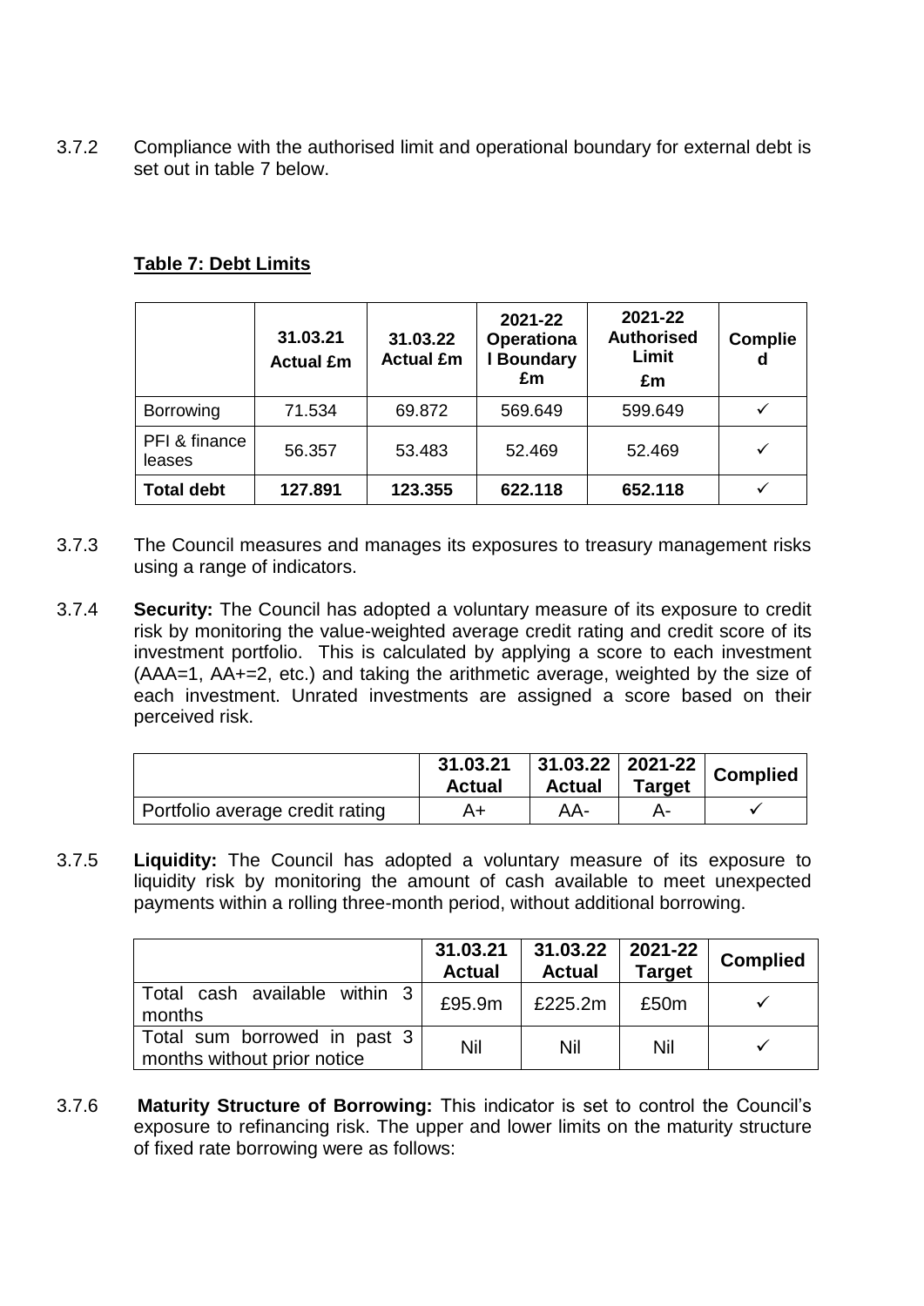3.7.2 Compliance with the authorised limit and operational boundary for external debt is set out in table 7 below.

**Table 7: Debt Limits**

| | 31.03.21 Actual £m | 31.03.22 Actual £m | 2021-22 Operational Boundary £m | 2021-22 Authorised Limit £m | Complied |
|---|---|---|---|---|---|
| Borrowing | 71.534 | 69.872 | 569.649 | 599.649 | ✓ |
| PFI & finance leases | 56.357 | 53.483 | 52.469 | 52.469 | ✓ |
| **Total debt** | **127.891** | **123.355** | **622.118** | **652.118** | ✓ |

3.7.3 The Council measures and manages its exposures to treasury management risks using a range of indicators.

3.7.4 **Security:** The Council has adopted a voluntary measure of its exposure to credit risk by monitoring the value-weighted average credit rating and credit score of its investment portfolio. This is calculated by applying a score to each investment (AAA=1, AA+=2, etc.) and taking the arithmetic average, weighted by the size of each investment. Unrated investments are assigned a score based on their perceived risk.

| | 31.03.21 Actual | 31.03.22 Actual | 2021-22 Target | Complied |
|---|---|---|---|---|
| Portfolio average credit rating | A+ | AA- | A- | ✓ |

3.7.5 **Liquidity:** The Council has adopted a voluntary measure of its exposure to liquidity risk by monitoring the amount of cash available to meet unexpected payments within a rolling three-month period, without additional borrowing.

| | 31.03.21 Actual | 31.03.22 Actual | 2021-22 Target | Complied |
|---|---|---|---|---|
| Total cash available within 3 months | £95.9m | £225.2m | £50m | ✓ |
| Total sum borrowed in past 3 months without prior notice | Nil | Nil | Nil | ✓ |

3.7.6 **Maturity Structure of Borrowing:** This indicator is set to control the Council's exposure to refinancing risk. The upper and lower limits on the maturity structure of fixed rate borrowing were as follows: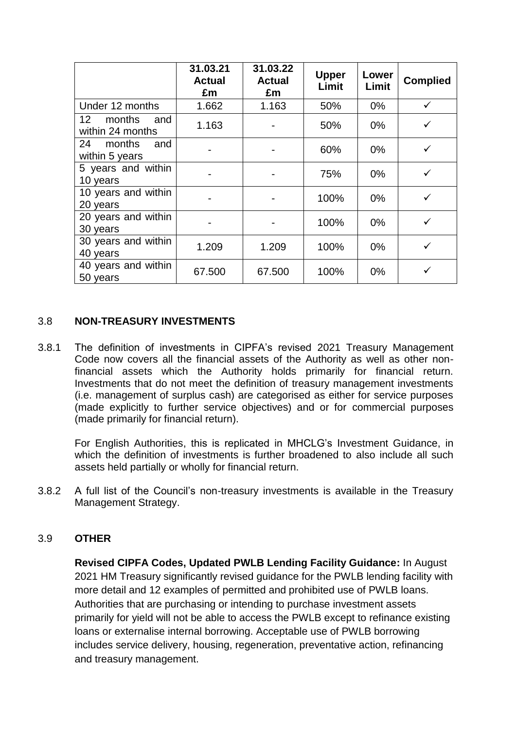| | 31.03.21 Actual £m | 31.03.22 Actual £m | Upper Limit | Lower Limit | Complied |
|---|---|---|---|---|---|
| Under 12 months | 1.662 | 1.163 | 50% | 0% | ✓ |
| 12 months and within 24 months | 1.163 | - | 50% | 0% | ✓ |
| 24 months and within 5 years | - | - | 60% | 0% | ✓ |
| 5 years and within 10 years | - | - | 75% | 0% | ✓ |
| 10 years and within 20 years | - | - | 100% | 0% | ✓ |
| 20 years and within 30 years | - | - | 100% | 0% | ✓ |
| 30 years and within 40 years | 1.209 | 1.209 | 100% | 0% | ✓ |
| 40 years and within 50 years | 67.500 | 67.500 | 100% | 0% | ✓ |

### 3.8 NON-TREASURY INVESTMENTS

3.8.1 The definition of investments in CIPFA's revised 2021 Treasury Management Code now covers all the financial assets of the Authority as well as other non-financial assets which the Authority holds primarily for financial return. Investments that do not meet the definition of treasury management investments (i.e. management of surplus cash) are categorised as either for service purposes (made explicitly to further service objectives) and or for commercial purposes (made primarily for financial return).

For English Authorities, this is replicated in MHCLG's Investment Guidance, in which the definition of investments is further broadened to also include all such assets held partially or wholly for financial return.

3.8.2 A full list of the Council's non-treasury investments is available in the Treasury Management Strategy.

### 3.9 OTHER

**Revised CIPFA Codes, Updated PWLB Lending Facility Guidance:** In August 2021 HM Treasury significantly revised guidance for the PWLB lending facility with more detail and 12 examples of permitted and prohibited use of PWLB loans. Authorities that are purchasing or intending to purchase investment assets primarily for yield will not be able to access the PWLB except to refinance existing loans or externalise internal borrowing. Acceptable use of PWLB borrowing includes service delivery, housing, regeneration, preventative action, refinancing and treasury management.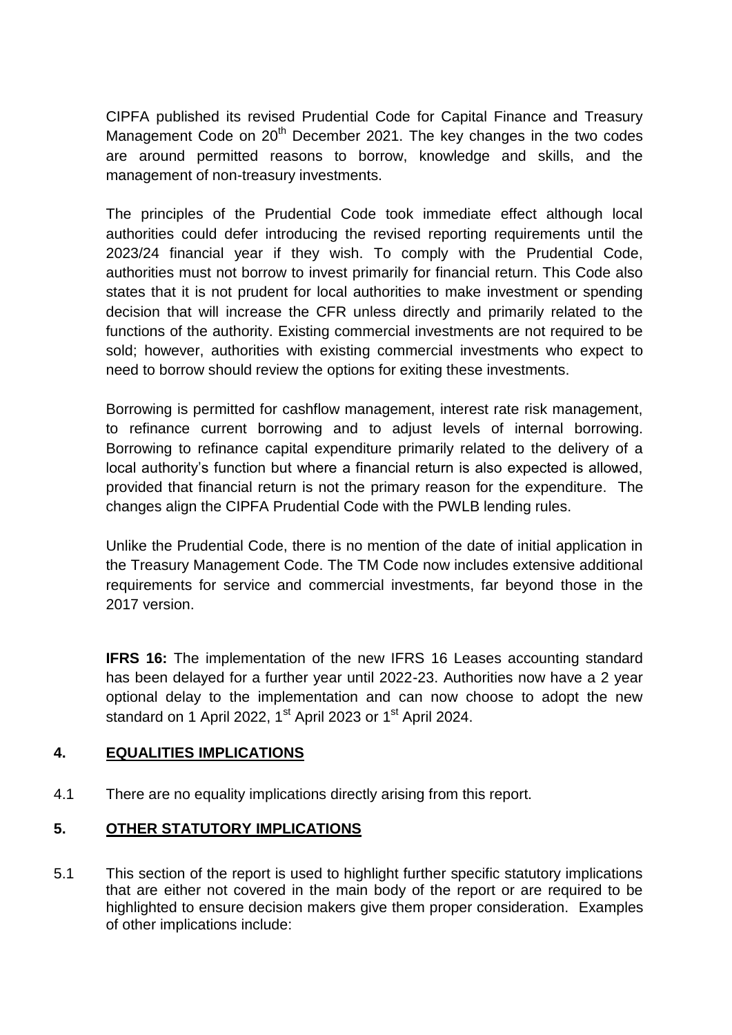CIPFA published its revised Prudential Code for Capital Finance and Treasury Management Code on 20th December 2021. The key changes in the two codes are around permitted reasons to borrow, knowledge and skills, and the management of non-treasury investments.

The principles of the Prudential Code took immediate effect although local authorities could defer introducing the revised reporting requirements until the 2023/24 financial year if they wish. To comply with the Prudential Code, authorities must not borrow to invest primarily for financial return. This Code also states that it is not prudent for local authorities to make investment or spending decision that will increase the CFR unless directly and primarily related to the functions of the authority. Existing commercial investments are not required to be sold; however, authorities with existing commercial investments who expect to need to borrow should review the options for exiting these investments.

Borrowing is permitted for cashflow management, interest rate risk management, to refinance current borrowing and to adjust levels of internal borrowing. Borrowing to refinance capital expenditure primarily related to the delivery of a local authority's function but where a financial return is also expected is allowed, provided that financial return is not the primary reason for the expenditure. The changes align the CIPFA Prudential Code with the PWLB lending rules.

Unlike the Prudential Code, there is no mention of the date of initial application in the Treasury Management Code. The TM Code now includes extensive additional requirements for service and commercial investments, far beyond those in the 2017 version.

**IFRS 16:** The implementation of the new IFRS 16 Leases accounting standard has been delayed for a further year until 2022-23. Authorities now have a 2 year optional delay to the implementation and can now choose to adopt the new standard on 1 April 2022, 1st April 2023 or 1st April 2024.

## 4. EQUALITIES IMPLICATIONS

4.1 There are no equality implications directly arising from this report.

## 5. OTHER STATUTORY IMPLICATIONS

5.1 This section of the report is used to highlight further specific statutory implications that are either not covered in the main body of the report or are required to be highlighted to ensure decision makers give them proper consideration. Examples of other implications include: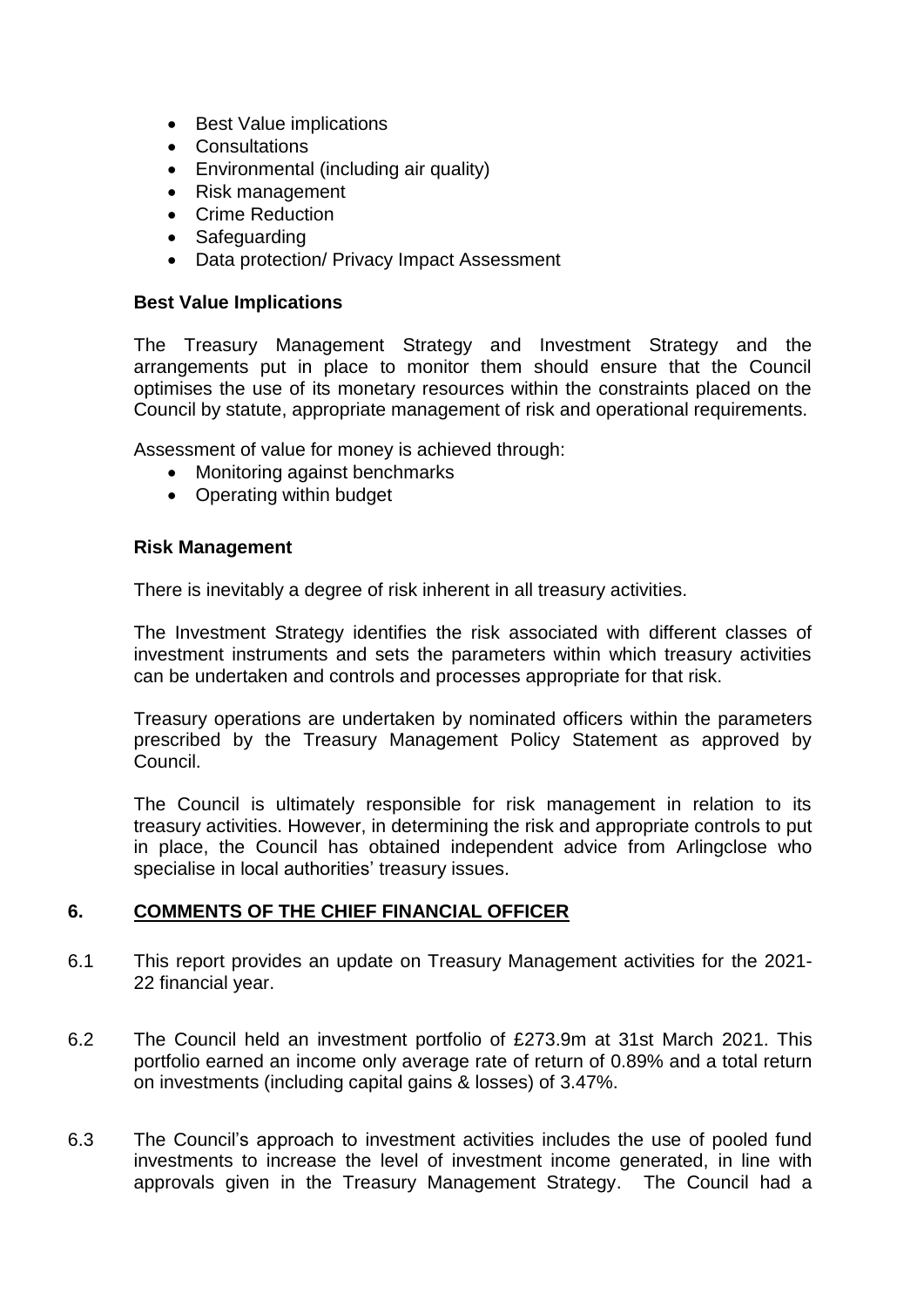- Best Value implications
- Consultations
- Environmental (including air quality)
- Risk management
- Crime Reduction
- Safeguarding
- Data protection/ Privacy Impact Assessment

**Best Value Implications**

The Treasury Management Strategy and Investment Strategy and the arrangements put in place to monitor them should ensure that the Council optimises the use of its monetary resources within the constraints placed on the Council by statute, appropriate management of risk and operational requirements.

Assessment of value for money is achieved through:

- Monitoring against benchmarks
- Operating within budget

**Risk Management**

There is inevitably a degree of risk inherent in all treasury activities.

The Investment Strategy identifies the risk associated with different classes of investment instruments and sets the parameters within which treasury activities can be undertaken and controls and processes appropriate for that risk.

Treasury operations are undertaken by nominated officers within the parameters prescribed by the Treasury Management Policy Statement as approved by Council.

The Council is ultimately responsible for risk management in relation to its treasury activities. However, in determining the risk and appropriate controls to put in place, the Council has obtained independent advice from Arlingclose who specialise in local authorities' treasury issues.

## 6. COMMENTS OF THE CHIEF FINANCIAL OFFICER

6.1 This report provides an update on Treasury Management activities for the 2021-22 financial year.

6.2 The Council held an investment portfolio of £273.9m at 31st March 2021. This portfolio earned an income only average rate of return of 0.89% and a total return on investments (including capital gains & losses) of 3.47%.

6.3 The Council's approach to investment activities includes the use of pooled fund investments to increase the level of investment income generated, in line with approvals given in the Treasury Management Strategy. The Council had a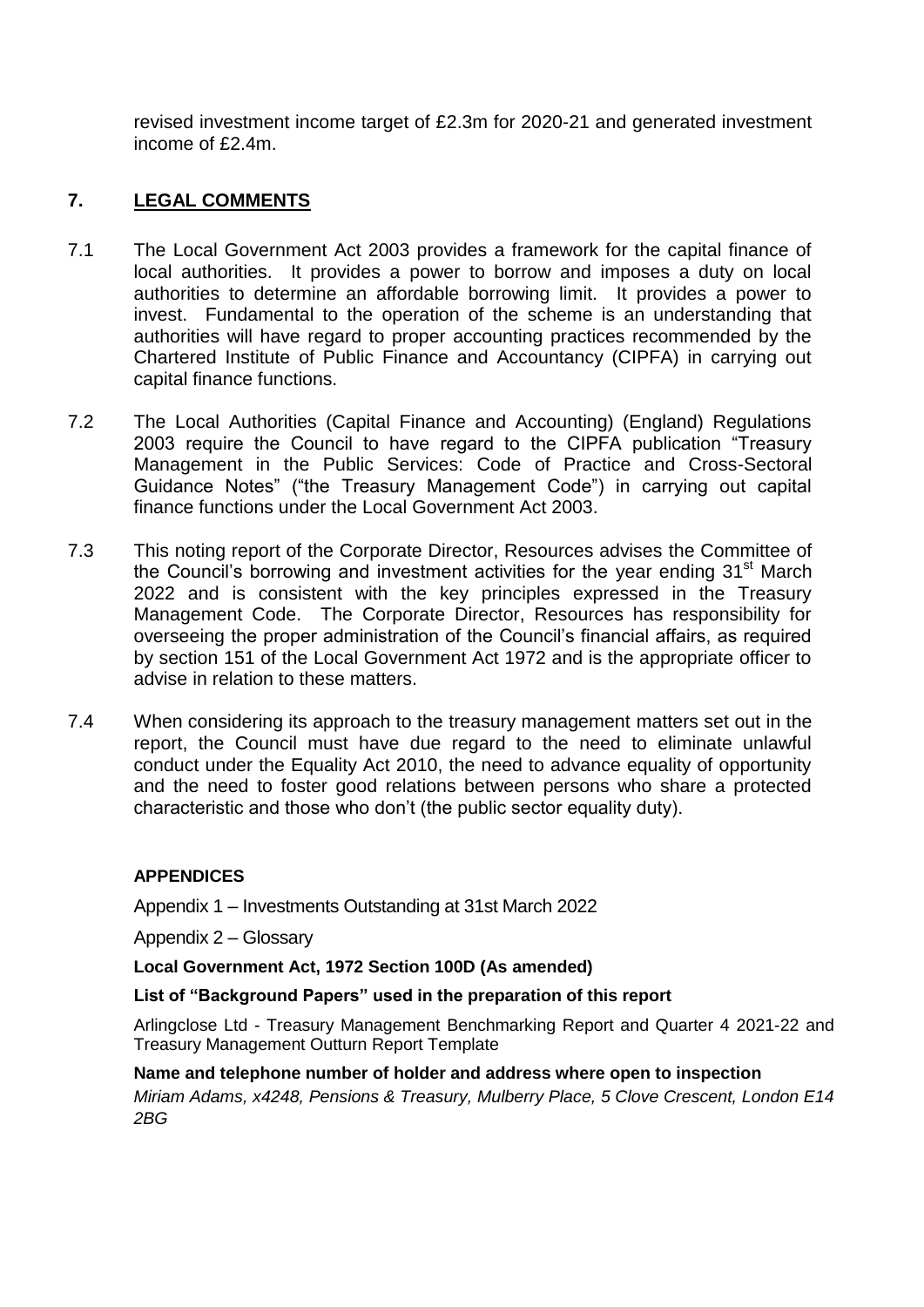revised investment income target of £2.3m for 2020-21 and generated investment income of £2.4m.

## 7. LEGAL COMMENTS

7.1 The Local Government Act 2003 provides a framework for the capital finance of local authorities. It provides a power to borrow and imposes a duty on local authorities to determine an affordable borrowing limit. It provides a power to invest. Fundamental to the operation of the scheme is an understanding that authorities will have regard to proper accounting practices recommended by the Chartered Institute of Public Finance and Accountancy (CIPFA) in carrying out capital finance functions.

7.2 The Local Authorities (Capital Finance and Accounting) (England) Regulations 2003 require the Council to have regard to the CIPFA publication "Treasury Management in the Public Services: Code of Practice and Cross-Sectoral Guidance Notes" ("the Treasury Management Code") in carrying out capital finance functions under the Local Government Act 2003.

7.3 This noting report of the Corporate Director, Resources advises the Committee of the Council's borrowing and investment activities for the year ending 31st March 2022 and is consistent with the key principles expressed in the Treasury Management Code. The Corporate Director, Resources has responsibility for overseeing the proper administration of the Council's financial affairs, as required by section 151 of the Local Government Act 1972 and is the appropriate officer to advise in relation to these matters.

7.4 When considering its approach to the treasury management matters set out in the report, the Council must have due regard to the need to eliminate unlawful conduct under the Equality Act 2010, the need to advance equality of opportunity and the need to foster good relations between persons who share a protected characteristic and those who don't (the public sector equality duty).

**APPENDICES**

Appendix 1 – Investments Outstanding at 31st March 2022

Appendix 2 – Glossary

**Local Government Act, 1972 Section 100D (As amended)**

**List of "Background Papers" used in the preparation of this report**

Arlingclose Ltd - Treasury Management Benchmarking Report and Quarter 4 2021-22 and Treasury Management Outturn Report Template

**Name and telephone number of holder and address where open to inspection**

*Miriam Adams, x4248, Pensions & Treasury, Mulberry Place, 5 Clove Crescent, London E14 2BG*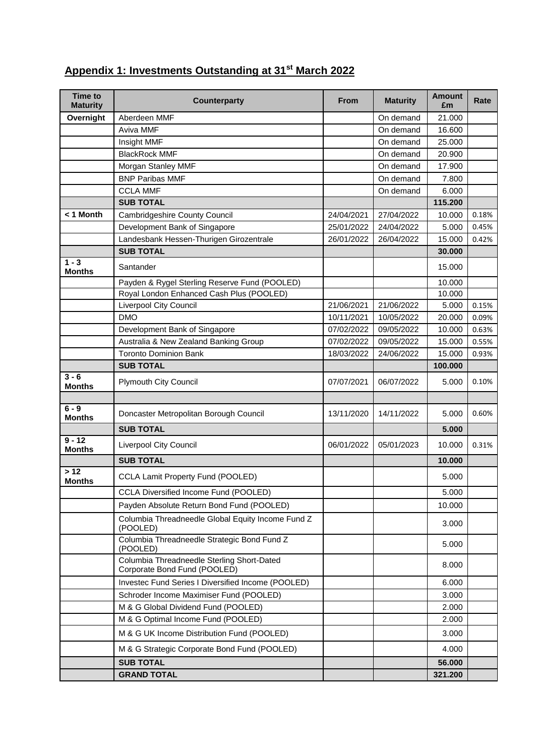## Appendix 1: Investments Outstanding at 31st March 2022

| Time to Maturity | Counterparty | From | Maturity | Amount £m | Rate |
|---|---|---|---|---|---|
| Overnight | Aberdeen MMF | | On demand | 21.000 | |
| | Aviva MMF | | On demand | 16.600 | |
| | Insight MMF | | On demand | 25.000 | |
| | BlackRock MMF | | On demand | 20.900 | |
| | Morgan Stanley MMF | | On demand | 17.900 | |
| | BNP Paribas MMF | | On demand | 7.800 | |
| | CCLA MMF | | On demand | 6.000 | |
| | **SUB TOTAL** | | | **115.200** | |
| < 1 Month | Cambridgeshire County Council | 24/04/2021 | 27/04/2022 | 10.000 | 0.18% |
| | Development Bank of Singapore | 25/01/2022 | 24/04/2022 | 5.000 | 0.45% |
| | Landesbank Hessen-Thurigen Girozentrale | 26/01/2022 | 26/04/2022 | 15.000 | 0.42% |
| | **SUB TOTAL** | | | **30.000** | |
| 1 - 3 Months | Santander | | | 15.000 | |
| | Payden & Rygel Sterling Reserve Fund (POOLED) | | | 10.000 | |
| | Royal London Enhanced Cash Plus (POOLED) | | | 10.000 | |
| | Liverpool City Council | 21/06/2021 | 21/06/2022 | 5.000 | 0.15% |
| | DMO | 10/11/2021 | 10/05/2022 | 20.000 | 0.09% |
| | Development Bank of Singapore | 07/02/2022 | 09/05/2022 | 10.000 | 0.63% |
| | Australia & New Zealand Banking Group | 07/02/2022 | 09/05/2022 | 15.000 | 0.55% |
| | Toronto Dominion Bank | 18/03/2022 | 24/06/2022 | 15.000 | 0.93% |
| | **SUB TOTAL** | | | **100.000** | |
| 3 - 6 Months | Plymouth City Council | 07/07/2021 | 06/07/2022 | 5.000 | 0.10% |
| | | | | | |
| 6 - 9 Months | Doncaster Metropolitan Borough Council | 13/11/2020 | 14/11/2022 | 5.000 | 0.60% |
| | **SUB TOTAL** | | | **5.000** | |
| 9 - 12 Months | Liverpool City Council | 06/01/2022 | 05/01/2023 | 10.000 | 0.31% |
| | **SUB TOTAL** | | | **10.000** | |
| > 12 Months | CCLA Lamit Property Fund (POOLED) | | | 5.000 | |
| | CCLA Diversified Income Fund (POOLED) | | | 5.000 | |
| | Payden Absolute Return Bond Fund (POOLED) | | | 10.000 | |
| | Columbia Threadneedle Global Equity Income Fund Z (POOLED) | | | 3.000 | |
| | Columbia Threadneedle Strategic Bond Fund Z (POOLED) | | | 5.000 | |
| | Columbia Threadneedle Sterling Short-Dated Corporate Bond Fund (POOLED) | | | 8.000 | |
| | Investec Fund Series I Diversified Income (POOLED) | | | 6.000 | |
| | Schroder Income Maximiser Fund (POOLED) | | | 3.000 | |
| | M & G Global Dividend Fund (POOLED) | | | 2.000 | |
| | M & G Optimal Income Fund (POOLED) | | | 2.000 | |
| | M & G UK Income Distribution Fund (POOLED) | | | 3.000 | |
| | M & G Strategic Corporate Bond Fund (POOLED) | | | 4.000 | |
| | **SUB TOTAL** | | | **56.000** | |
| | **GRAND TOTAL** | | | **321.200** | |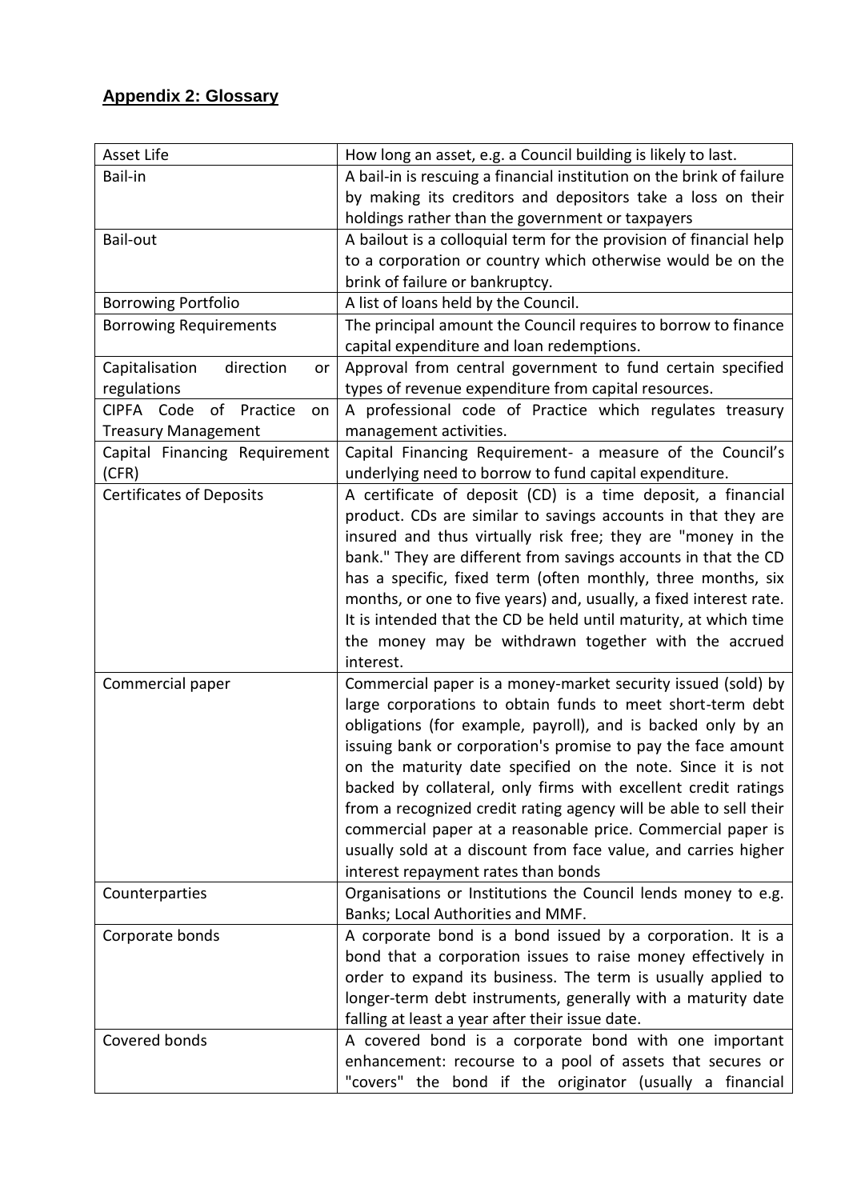## **Appendix 2: Glossary**

| Asset Life | How long an asset, e.g. a Council building is likely to last. |
|---|---|
| Bail-in | A bail-in is rescuing a financial institution on the brink of failure by making its creditors and depositors take a loss on their holdings rather than the government or taxpayers |
| Bail-out | A bailout is a colloquial term for the provision of financial help to a corporation or country which otherwise would be on the brink of failure or bankruptcy. |
| Borrowing Portfolio | A list of loans held by the Council. |
| Borrowing Requirements | The principal amount the Council requires to borrow to finance capital expenditure and loan redemptions. |
| Capitalisation direction or regulations | Approval from central government to fund certain specified types of revenue expenditure from capital resources. |
| CIPFA Code of Practice on Treasury Management | A professional code of Practice which regulates treasury management activities. |
| Capital Financing Requirement (CFR) | Capital Financing Requirement- a measure of the Council's underlying need to borrow to fund capital expenditure. |
| Certificates of Deposits | A certificate of deposit (CD) is a time deposit, a financial product. CDs are similar to savings accounts in that they are insured and thus virtually risk free; they are "money in the bank." They are different from savings accounts in that the CD has a specific, fixed term (often monthly, three months, six months, or one to five years) and, usually, a fixed interest rate. It is intended that the CD be held until maturity, at which time the money may be withdrawn together with the accrued interest. |
| Commercial paper | Commercial paper is a money-market security issued (sold) by large corporations to obtain funds to meet short-term debt obligations (for example, payroll), and is backed only by an issuing bank or corporation's promise to pay the face amount on the maturity date specified on the note. Since it is not backed by collateral, only firms with excellent credit ratings from a recognized credit rating agency will be able to sell their commercial paper at a reasonable price. Commercial paper is usually sold at a discount from face value, and carries higher interest repayment rates than bonds |
| Counterparties | Organisations or Institutions the Council lends money to e.g. Banks; Local Authorities and MMF. |
| Corporate bonds | A corporate bond is a bond issued by a corporation. It is a bond that a corporation issues to raise money effectively in order to expand its business. The term is usually applied to longer-term debt instruments, generally with a maturity date falling at least a year after their issue date. |
| Covered bonds | A covered bond is a corporate bond with one important enhancement: recourse to a pool of assets that secures or "covers" the bond if the originator (usually a financial |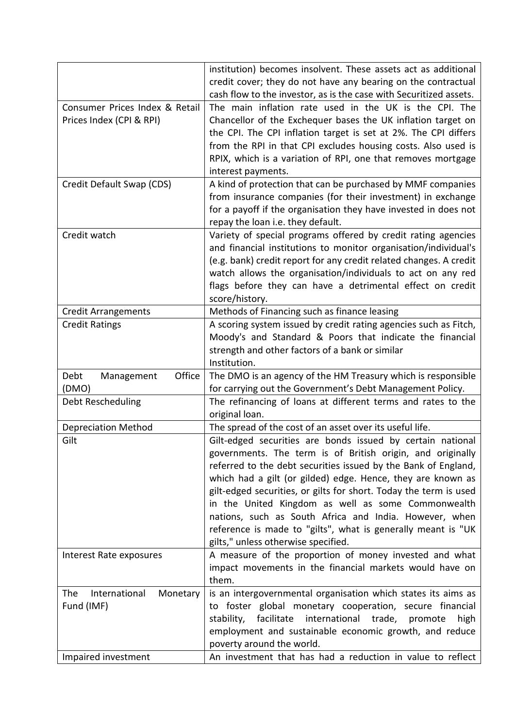| | |
|---|---|
| | institution) becomes insolvent. These assets act as additional credit cover; they do not have any bearing on the contractual cash flow to the investor, as is the case with Securitized assets. |
| Consumer Prices Index & Retail Prices Index (CPI & RPI) | The main inflation rate used in the UK is the CPI. The Chancellor of the Exchequer bases the UK inflation target on the CPI. The CPI inflation target is set at 2%. The CPI differs from the RPI in that CPI excludes housing costs. Also used is RPIX, which is a variation of RPI, one that removes mortgage interest payments. |
| Credit Default Swap (CDS) | A kind of protection that can be purchased by MMF companies from insurance companies (for their investment) in exchange for a payoff if the organisation they have invested in does not repay the loan i.e. they default. |
| Credit watch | Variety of special programs offered by credit rating agencies and financial institutions to monitor organisation/individual's (e.g. bank) credit report for any credit related changes. A credit watch allows the organisation/individuals to act on any red flags before they can have a detrimental effect on credit score/history. |
| Credit Arrangements | Methods of Financing such as finance leasing |
| Credit Ratings | A scoring system issued by credit rating agencies such as Fitch, Moody's and Standard & Poors that indicate the financial strength and other factors of a bank or similar Institution. |
| Debt Management Office (DMO) | The DMO is an agency of the HM Treasury which is responsible for carrying out the Government's Debt Management Policy. |
| Debt Rescheduling | The refinancing of loans at different terms and rates to the original loan. |
| Depreciation Method | The spread of the cost of an asset over its useful life. |
| Gilt | Gilt-edged securities are bonds issued by certain national governments. The term is of British origin, and originally referred to the debt securities issued by the Bank of England, which had a gilt (or gilded) edge. Hence, they are known as gilt-edged securities, or gilts for short. Today the term is used in the United Kingdom as well as some Commonwealth nations, such as South Africa and India. However, when reference is made to "gilts", what is generally meant is "UK gilts," unless otherwise specified. |
| Interest Rate exposures | A measure of the proportion of money invested and what impact movements in the financial markets would have on them. |
| The International Monetary Fund (IMF) | is an intergovernmental organisation which states its aims as to foster global monetary cooperation, secure financial stability, facilitate international trade, promote high employment and sustainable economic growth, and reduce poverty around the world. |
| Impaired investment | An investment that has had a reduction in value to reflect |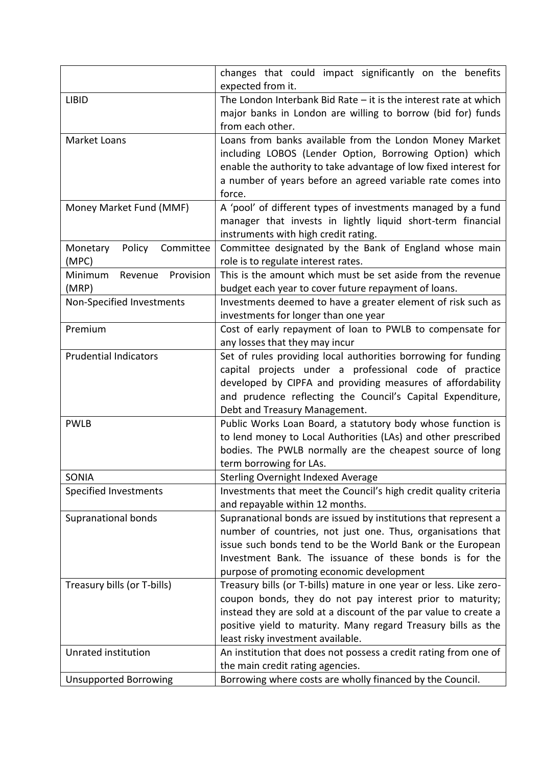| | |
|---|---|
| | changes that could impact significantly on the benefits expected from it. |
| LIBID | The London Interbank Bid Rate – it is the interest rate at which major banks in London are willing to borrow (bid for) funds from each other. |
| Market Loans | Loans from banks available from the London Money Market including LOBOS (Lender Option, Borrowing Option) which enable the authority to take advantage of low fixed interest for a number of years before an agreed variable rate comes into force. |
| Money Market Fund (MMF) | A 'pool' of different types of investments managed by a fund manager that invests in lightly liquid short-term financial instruments with high credit rating. |
| Monetary Policy Committee (MPC) | Committee designated by the Bank of England whose main role is to regulate interest rates. |
| Minimum Revenue Provision (MRP) | This is the amount which must be set aside from the revenue budget each year to cover future repayment of loans. |
| Non-Specified Investments | Investments deemed to have a greater element of risk such as investments for longer than one year |
| Premium | Cost of early repayment of loan to PWLB to compensate for any losses that they may incur |
| Prudential Indicators | Set of rules providing local authorities borrowing for funding capital projects under a professional code of practice developed by CIPFA and providing measures of affordability and prudence reflecting the Council's Capital Expenditure, Debt and Treasury Management. |
| PWLB | Public Works Loan Board, a statutory body whose function is to lend money to Local Authorities (LAs) and other prescribed bodies. The PWLB normally are the cheapest source of long term borrowing for LAs. |
| SONIA | Sterling Overnight Indexed Average |
| Specified Investments | Investments that meet the Council's high credit quality criteria and repayable within 12 months. |
| Supranational bonds | Supranational bonds are issued by institutions that represent a number of countries, not just one. Thus, organisations that issue such bonds tend to be the World Bank or the European Investment Bank. The issuance of these bonds is for the purpose of promoting economic development |
| Treasury bills (or T-bills) | Treasury bills (or T-bills) mature in one year or less. Like zero-coupon bonds, they do not pay interest prior to maturity; instead they are sold at a discount of the par value to create a positive yield to maturity. Many regard Treasury bills as the least risky investment available. |
| Unrated institution | An institution that does not possess a credit rating from one of the main credit rating agencies. |
| Unsupported Borrowing | Borrowing where costs are wholly financed by the Council. |